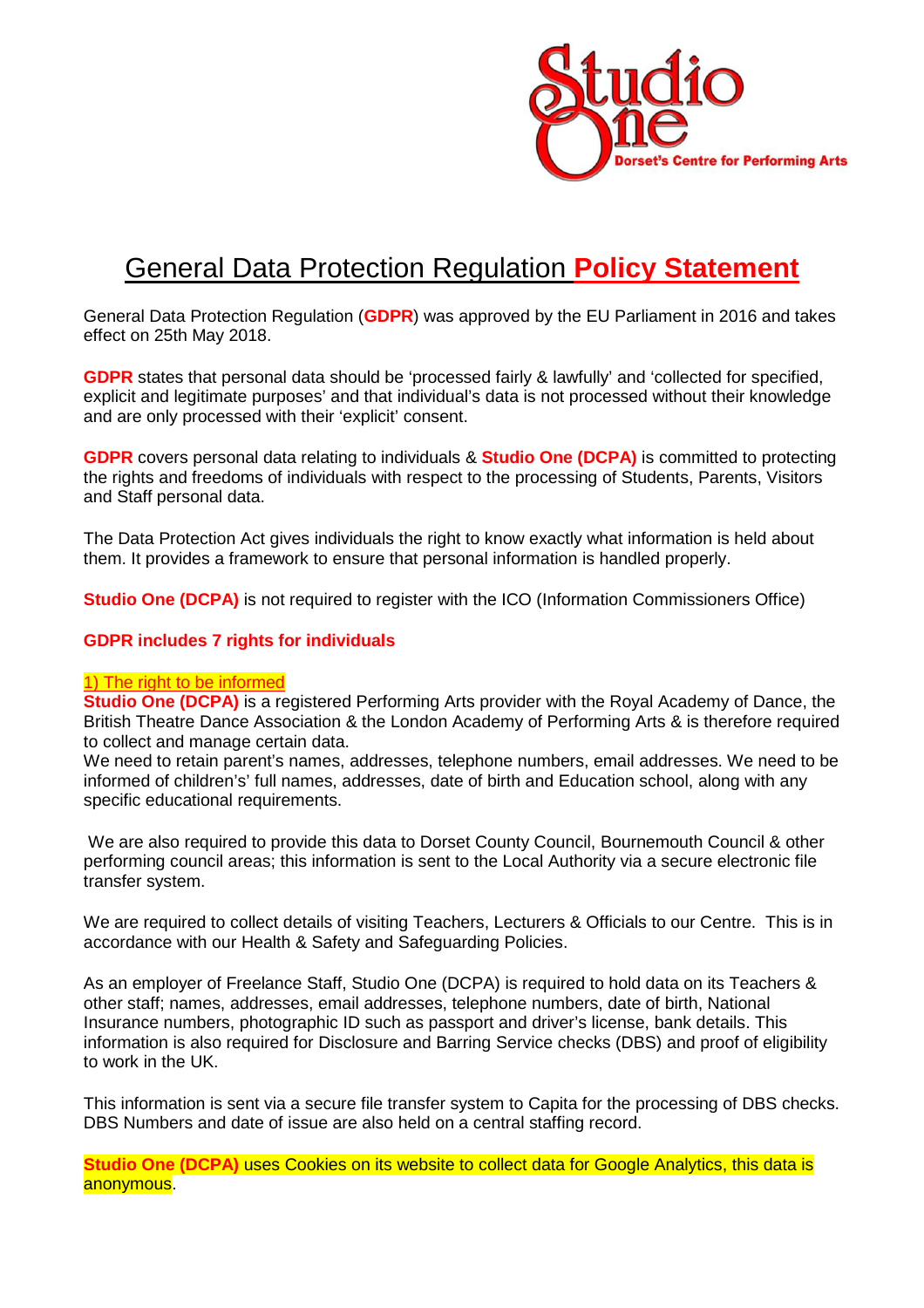Studio One
Dorset's Centre for Performing Arts

# General Data Protection Regulation **Policy Statement**

General Data Protection Regulation (**GDPR**) was approved by the EU Parliament in 2016 and takes effect on 25th May 2018.

**GDPR** states that personal data should be 'processed fairly & lawfully' and 'collected for specified, explicit and legitimate purposes' and that individual's data is not processed without their knowledge and are only processed with their 'explicit' consent.

**GDPR** covers personal data relating to individuals & **Studio One (DCPA)** is committed to protecting the rights and freedoms of individuals with respect to the processing of Students, Parents, Visitors and Staff personal data.

The Data Protection Act gives individuals the right to know exactly what information is held about them. It provides a framework to ensure that personal information is handled properly.

**Studio One (DCPA)** is not required to register with the ICO (Information Commissioners Office)

**GDPR includes 7 rights for individuals**

1) The right to be informed

**Studio One (DCPA)** is a registered Performing Arts provider with the Royal Academy of Dance, the British Theatre Dance Association & the London Academy of Performing Arts & is therefore required to collect and manage certain data.
We need to retain parent's names, addresses, telephone numbers, email addresses. We need to be informed of children's' full names, addresses, date of birth and Education school, along with any specific educational requirements.

We are also required to provide this data to Dorset County Council, Bournemouth Council & other performing council areas; this information is sent to the Local Authority via a secure electronic file transfer system.

We are required to collect details of visiting Teachers, Lecturers & Officials to our Centre. This is in accordance with our Health & Safety and Safeguarding Policies.

As an employer of Freelance Staff, Studio One (DCPA) is required to hold data on its Teachers & other staff; names, addresses, email addresses, telephone numbers, date of birth, National Insurance numbers, photographic ID such as passport and driver's license, bank details. This information is also required for Disclosure and Barring Service checks (DBS) and proof of eligibility to work in the UK.

This information is sent via a secure file transfer system to Capita for the processing of DBS checks. DBS Numbers and date of issue are also held on a central staffing record.

**Studio One (DCPA)** uses Cookies on its website to collect data for Google Analytics, this data is anonymous.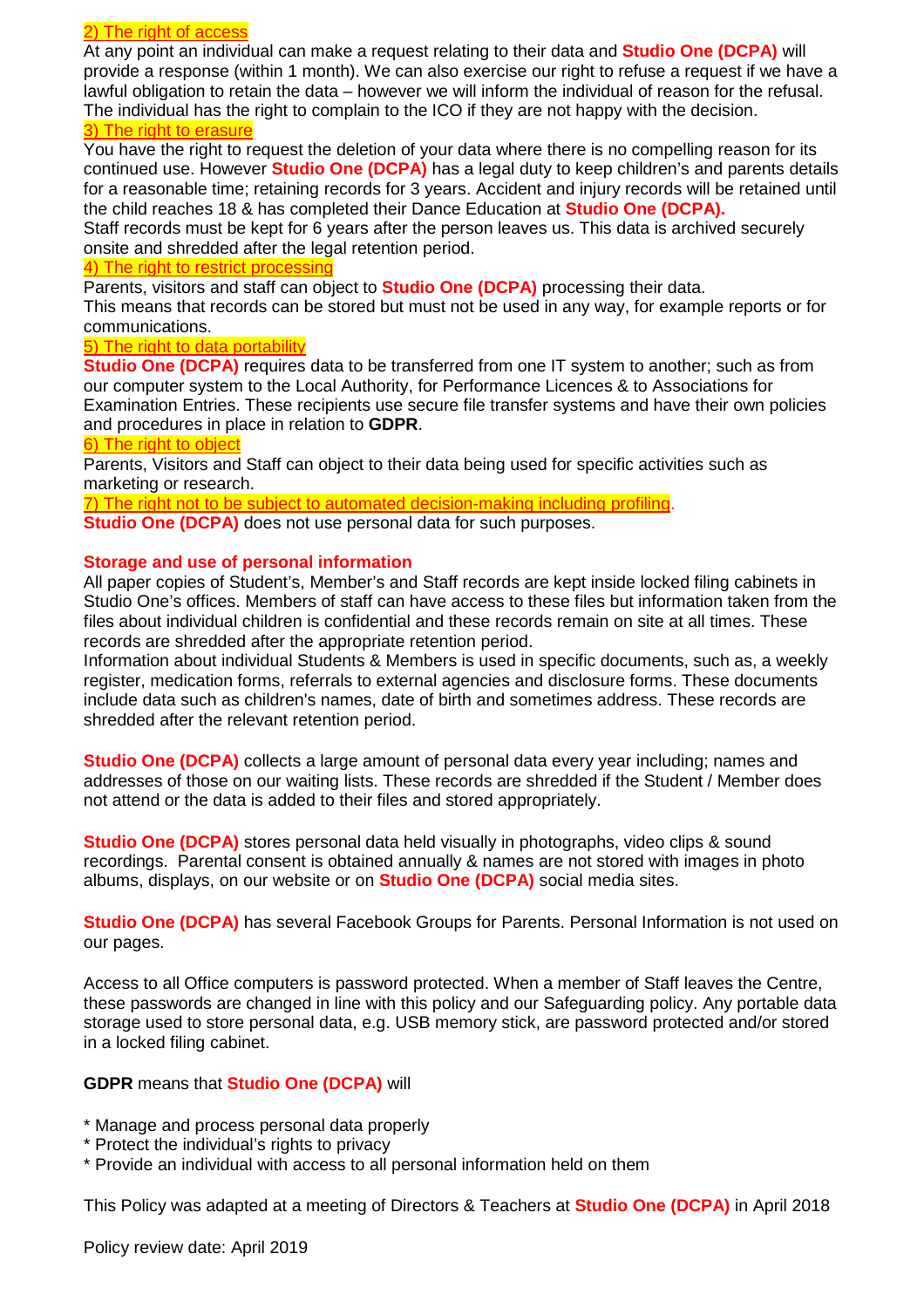2) The right of access

At any point an individual can make a request relating to their data and **Studio One (DCPA)** will provide a response (within 1 month). We can also exercise our right to refuse a request if we have a lawful obligation to retain the data – however we will inform the individual of reason for the refusal. The individual has the right to complain to the ICO if they are not happy with the decision.

3) The right to erasure

You have the right to request the deletion of your data where there is no compelling reason for its continued use. However **Studio One (DCPA)** has a legal duty to keep children's and parents details for a reasonable time; retaining records for 3 years. Accident and injury records will be retained until the child reaches 18 & has completed their Dance Education at **Studio One (DCPA).**

Staff records must be kept for 6 years after the person leaves us. This data is archived securely onsite and shredded after the legal retention period.

4) The right to restrict processing

Parents, visitors and staff can object to **Studio One (DCPA)** processing their data.

This means that records can be stored but must not be used in any way, for example reports or for communications.

5) The right to data portability

**Studio One (DCPA)** requires data to be transferred from one IT system to another; such as from our computer system to the Local Authority, for Performance Licences & to Associations for Examination Entries. These recipients use secure file transfer systems and have their own policies and procedures in place in relation to **GDPR**.

6) The right to object

Parents, Visitors and Staff can object to their data being used for specific activities such as marketing or research.

7) The right not to be subject to automated decision-making including profiling.

**Studio One (DCPA)** does not use personal data for such purposes.

**Storage and use of personal information**

All paper copies of Student's, Member's and Staff records are kept inside locked filing cabinets in Studio One's offices. Members of staff can have access to these files but information taken from the files about individual children is confidential and these records remain on site at all times. These records are shredded after the appropriate retention period.

Information about individual Students & Members is used in specific documents, such as, a weekly register, medication forms, referrals to external agencies and disclosure forms. These documents include data such as children's names, date of birth and sometimes address. These records are shredded after the relevant retention period.

**Studio One (DCPA)** collects a large amount of personal data every year including; names and addresses of those on our waiting lists. These records are shredded if the Student / Member does not attend or the data is added to their files and stored appropriately.

**Studio One (DCPA)** stores personal data held visually in photographs, video clips & sound recordings. Parental consent is obtained annually & names are not stored with images in photo albums, displays, on our website or on **Studio One (DCPA)** social media sites.

**Studio One (DCPA)** has several Facebook Groups for Parents. Personal Information is not used on our pages.

Access to all Office computers is password protected. When a member of Staff leaves the Centre, these passwords are changed in line with this policy and our Safeguarding policy. Any portable data storage used to store personal data, e.g. USB memory stick, are password protected and/or stored in a locked filing cabinet.

**GDPR** means that **Studio One (DCPA)** will

* Manage and process personal data properly
* Protect the individual's rights to privacy
* Provide an individual with access to all personal information held on them

This Policy was adapted at a meeting of Directors & Teachers at **Studio One (DCPA)** in April 2018

Policy review date: April 2019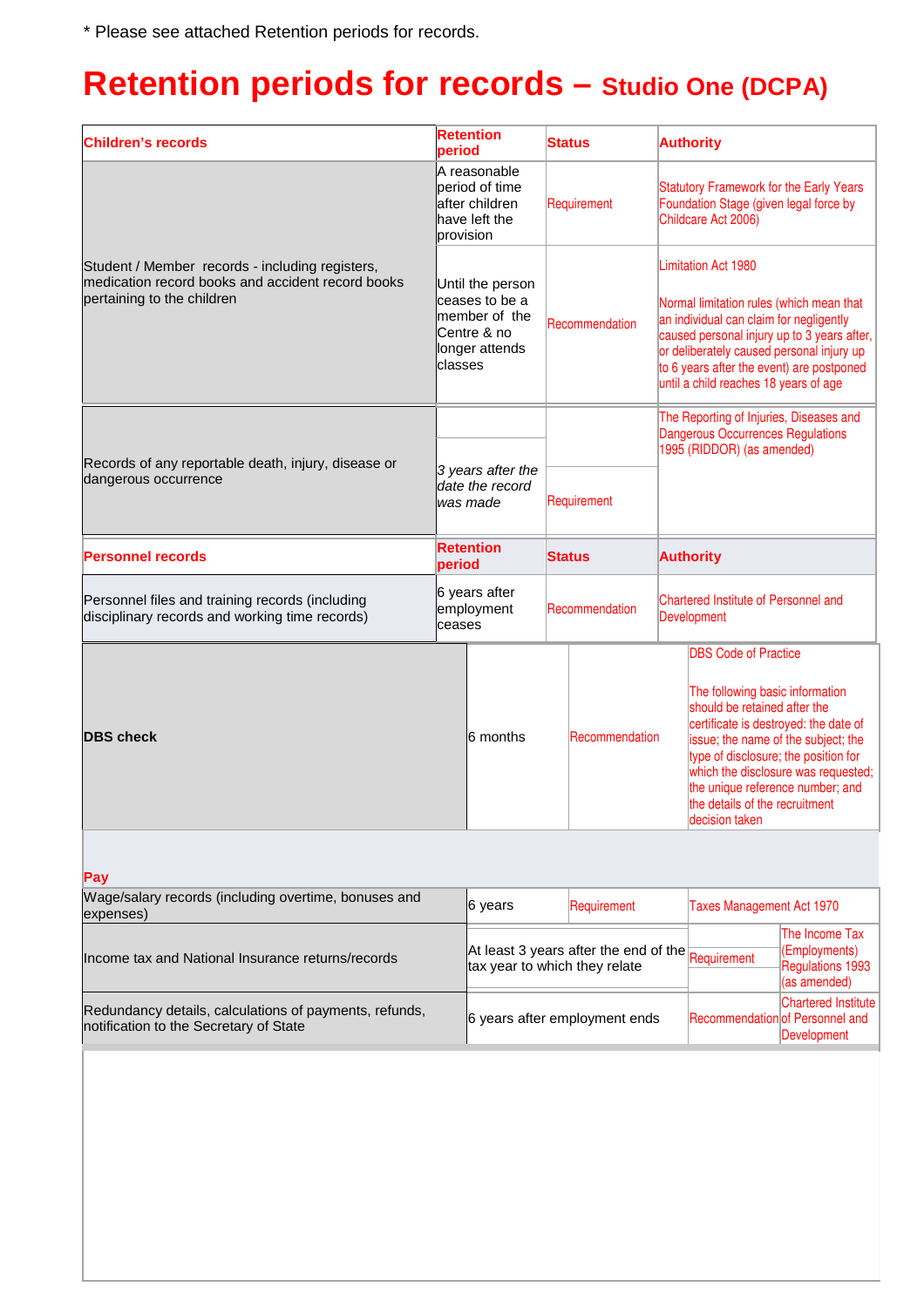\* Please see attached Retention periods for records.

# Retention periods for records – Studio One (DCPA)

| Children's records | Retention period | Status | Authority |
|---|---|---|---|
| Student / Member records - including registers, medication record books and accident record books pertaining to the children | A reasonable period of time after children have left the provision | Requirement | Statutory Framework for the Early Years Foundation Stage (given legal force by Childcare Act 2006) |
| | Until the person ceases to be a member of the Centre & no longer attends classes | Recommendation | Limitation Act 1980<br><br>Normal limitation rules (which mean that an individual can claim for negligently caused personal injury up to 3 years after, or deliberately caused personal injury up to 6 years after the event) are postponed until a child reaches 18 years of age |
| Records of any reportable death, injury, disease or dangerous occurrence | *3 years after the date the record was made* | Requirement | The Reporting of Injuries, Diseases and Dangerous Occurrences Regulations 1995 (RIDDOR) (as amended) |
| **Personnel records** | **Retention period** | **Status** | **Authority** |
| Personnel files and training records (including disciplinary records and working time records) | 6 years after employment ceases | Recommendation | Chartered Institute of Personnel and Development |
| **DBS check** | 6 months | Recommendation | DBS Code of Practice<br><br>The following basic information should be retained after the certificate is destroyed: the date of issue; the name of the subject; the type of disclosure; the position for which the disclosure was requested; the unique reference number; and the details of the recruitment decision taken |
| **Pay** | | | |
| Wage/salary records (including overtime, bonuses and expenses) | 6 years | Requirement | Taxes Management Act 1970 |
| Income tax and National Insurance returns/records | At least 3 years after the end of the tax year to which they relate | Requirement | The Income Tax (Employments) Regulations 1993 (as amended) |
| Redundancy details, calculations of payments, refunds, notification to the Secretary of State | 6 years after employment ends | Recommendation | Chartered Institute of Personnel and Development |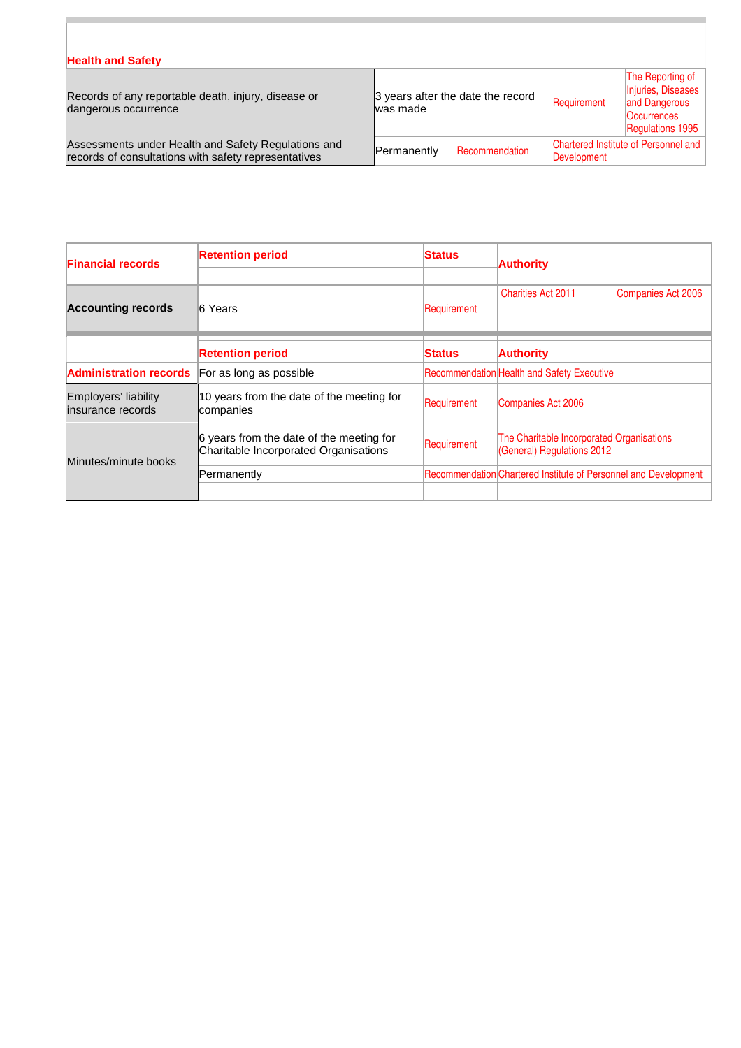| Health and Safety | | | |
| --- | --- | --- | --- |
| Records of any reportable death, injury, disease or dangerous occurrence | 3 years after the date the record was made | Requirement | The Reporting of Injuries, Diseases and Dangerous Occurrences Regulations 1995 |
| Assessments under Health and Safety Regulations and records of consultations with safety representatives | Permanently | Recommendation | Chartered Institute of Personnel and Development |

| Financial records | Retention period | Status | Authority |
| --- | --- | --- | --- |
| Accounting records | 6 Years | Requirement | Charities Act 2011 Companies Act 2006 |

| | Retention period | Status | Authority |
| --- | --- | --- | --- |
| Administration records | For as long as possible | Recommendation | Health and Safety Executive |
| Employers' liability insurance records | 10 years from the date of the meeting for companies | Requirement | Companies Act 2006 |
| Minutes/minute books | 6 years from the date of the meeting for Charitable Incorporated Organisations | Requirement | The Charitable Incorporated Organisations (General) Regulations 2012 |
| | Permanently | Recommendation | Chartered Institute of Personnel and Development |